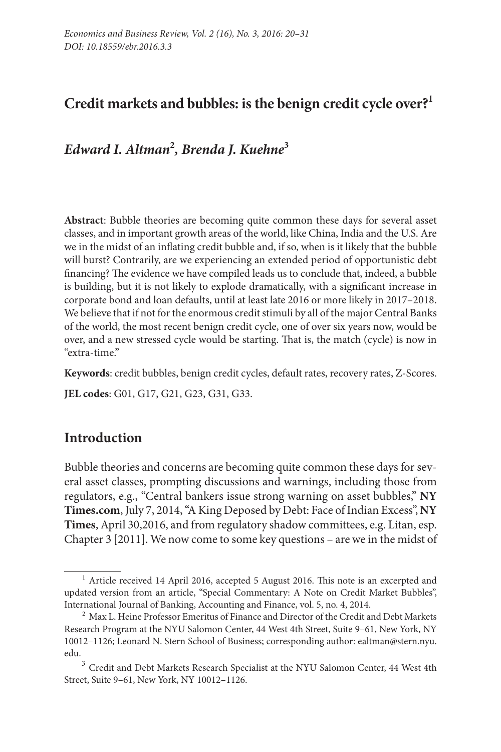# Credit markets and bubbles: is the benign credit cycle over?[1]

## *Edward I. Altman*[2], *Brenda J. Kuehne*[3]

**Abstract**: Bubble theories are becoming quite common these days for several asset classes, and in important growth areas of the world, like China, India and the U.S. Are we in the midst of an inflating credit bubble and, if so, when is it likely that the bubble will burst? Contrarily, are we experiencing an extended period of opportunistic debt financing? The evidence we have compiled leads us to conclude that, indeed, a bubble is building, but it is not likely to explode dramatically, with a significant increase in corporate bond and loan defaults, until at least late 2016 or more likely in 2017–2018. We believe that if not for the enormous credit stimuli by all of the major Central Banks of the world, the most recent benign credit cycle, one of over six years now, would be over, and a new stressed cycle would be starting. That is, the match (cycle) is now in "extra-time."

**Keywords**: credit bubbles, benign credit cycles, default rates, recovery rates, Z-Scores.

**JEL codes**: G01, G17, G21, G23, G31, G33.

## Introduction

Bubble theories and concerns are becoming quite common these days for several asset classes, prompting discussions and warnings, including those from regulators, e.g., "Central bankers issue strong warning on asset bubbles," **NY Times.com**, July 7, 2014, "A King Deposed by Debt: Face of Indian Excess", **NY Times**, April 30,2016, and from regulatory shadow committees, e.g. Litan, esp. Chapter 3 [2011]. We now come to some key questions – are we in the midst of

---

[1] Article received 14 April 2016, accepted 5 August 2016. This note is an excerpted and updated version from an article, "Special Commentary: A Note on Credit Market Bubbles", International Journal of Banking, Accounting and Finance, vol. 5, no. 4, 2014.

[2] Max L. Heine Professor Emeritus of Finance and Director of the Credit and Debt Markets Research Program at the NYU Salomon Center, 44 West 4th Street, Suite 9–61, New York, NY 10012–1126; Leonard N. Stern School of Business; corresponding author: ealtman@stern.nyu.edu.

[3] Credit and Debt Markets Research Specialist at the NYU Salomon Center, 44 West 4th Street, Suite 9–61, New York, NY 10012–1126.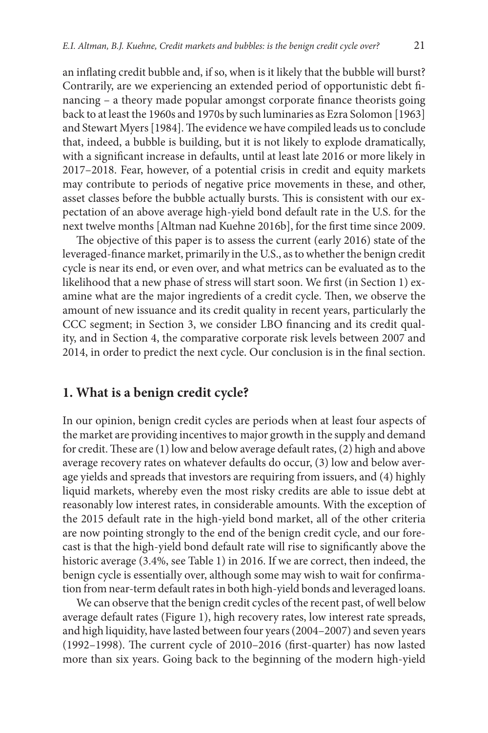an inflating credit bubble and, if so, when is it likely that the bubble will burst? Contrarily, are we experiencing an extended period of opportunistic debt financing – a theory made popular amongst corporate finance theorists going back to at least the 1960s and 1970s by such luminaries as Ezra Solomon [1963] and Stewart Myers [1984]. The evidence we have compiled leads us to conclude that, indeed, a bubble is building, but it is not likely to explode dramatically, with a significant increase in defaults, until at least late 2016 or more likely in 2017–2018. Fear, however, of a potential crisis in credit and equity markets may contribute to periods of negative price movements in these, and other, asset classes before the bubble actually bursts. This is consistent with our expectation of an above average high-yield bond default rate in the U.S. for the next twelve months [Altman nad Kuehne 2016b], for the first time since 2009.

The objective of this paper is to assess the current (early 2016) state of the leveraged-finance market, primarily in the U.S., as to whether the benign credit cycle is near its end, or even over, and what metrics can be evaluated as to the likelihood that a new phase of stress will start soon. We first (in Section 1) examine what are the major ingredients of a credit cycle. Then, we observe the amount of new issuance and its credit quality in recent years, particularly the CCC segment; in Section 3, we consider LBO financing and its credit quality, and in Section 4, the comparative corporate risk levels between 2007 and 2014, in order to predict the next cycle. Our conclusion is in the final section.

## 1. What is a benign credit cycle?

In our opinion, benign credit cycles are periods when at least four aspects of the market are providing incentives to major growth in the supply and demand for credit. These are (1) low and below average default rates, (2) high and above average recovery rates on whatever defaults do occur, (3) low and below average yields and spreads that investors are requiring from issuers, and (4) highly liquid markets, whereby even the most risky credits are able to issue debt at reasonably low interest rates, in considerable amounts. With the exception of the 2015 default rate in the high-yield bond market, all of the other criteria are now pointing strongly to the end of the benign credit cycle, and our forecast is that the high-yield bond default rate will rise to significantly above the historic average (3.4%, see Table 1) in 2016. If we are correct, then indeed, the benign cycle is essentially over, although some may wish to wait for confirmation from near-term default rates in both high-yield bonds and leveraged loans.

We can observe that the benign credit cycles of the recent past, of well below average default rates (Figure 1), high recovery rates, low interest rate spreads, and high liquidity, have lasted between four years (2004–2007) and seven years (1992–1998). The current cycle of 2010–2016 (first-quarter) has now lasted more than six years. Going back to the beginning of the modern high-yield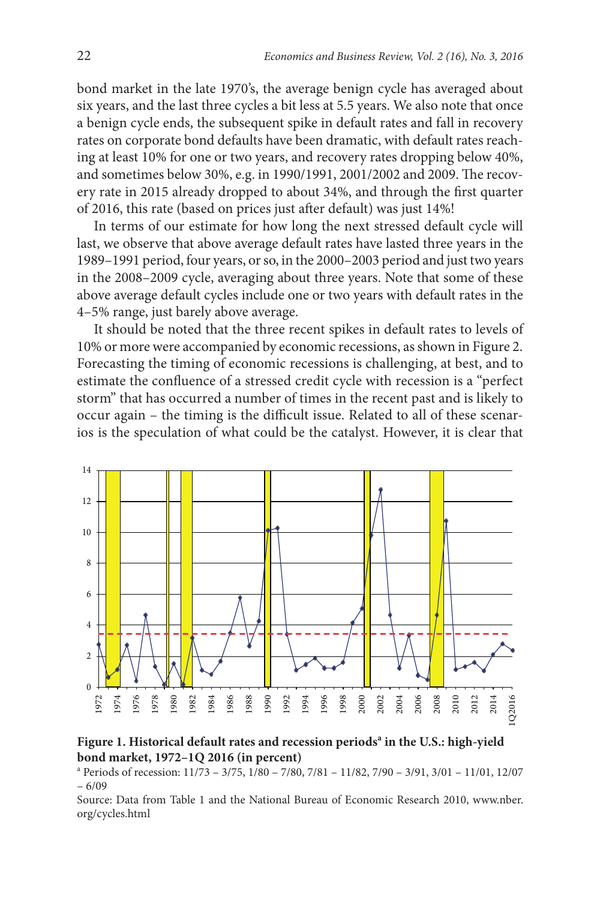bond market in the late 1970's, the average benign cycle has averaged about six years, and the last three cycles a bit less at 5.5 years. We also note that once a benign cycle ends, the subsequent spike in default rates and fall in recovery rates on corporate bond defaults have been dramatic, with default rates reaching at least 10% for one or two years, and recovery rates dropping below 40%, and sometimes below 30%, e.g. in 1990/1991, 2001/2002 and 2009. The recovery rate in 2015 already dropped to about 34%, and through the first quarter of 2016, this rate (based on prices just after default) was just 14%!

In terms of our estimate for how long the next stressed default cycle will last, we observe that above average default rates have lasted three years in the 1989–1991 period, four years, or so, in the 2000–2003 period and just two years in the 2008–2009 cycle, averaging about three years. Note that some of these above average default cycles include one or two years with default rates in the 4–5% range, just barely above average.

It should be noted that the three recent spikes in default rates to levels of 10% or more were accompanied by economic recessions, as shown in Figure 2. Forecasting the timing of economic recessions is challenging, at best, and to estimate the confluence of a stressed credit cycle with recession is a "perfect storm" that has occurred a number of times in the recent past and is likely to occur again – the timing is the difficult issue. Related to all of these scenarios is the speculation of what could be the catalyst. However, it is clear that

**Figure 1. Historical default rates and recession periods[a] in the U.S.: high-yield bond market, 1972–1Q 2016 (in percent)**

[a] Periods of recession: 11/73 – 3/75, 1/80 – 7/80, 7/81 – 11/82, 7/90 – 3/91, 3/01 – 11/01, 12/07 – 6/09

Source: Data from Table 1 and the National Bureau of Economic Research 2010, www.nber.org/cycles.html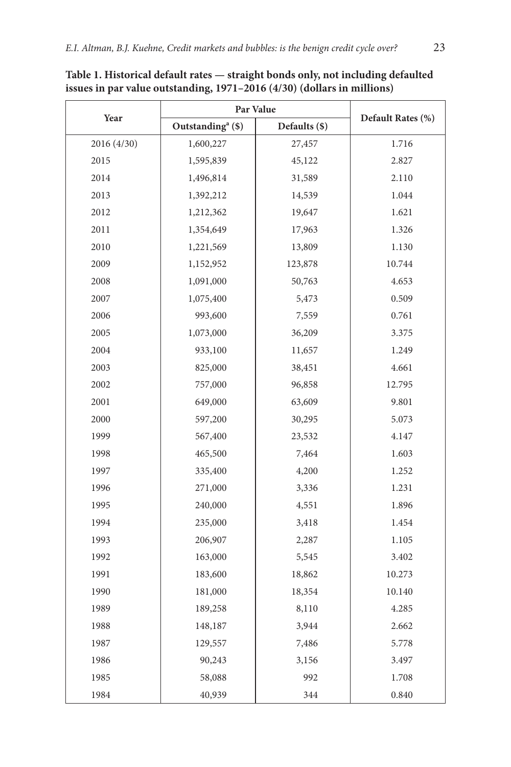**Table 1. Historical default rates — straight bonds only, not including defaulted issues in par value outstanding, 1971–2016 (4/30) (dollars in millions)**

| Year | Par Value | | Default Rates (%) |
|---|---|---|---|
| | Outstanding[a] ($) | Defaults ($) | |
| 2016 (4/30) | 1,600,227 | 27,457 | 1.716 |
| 2015 | 1,595,839 | 45,122 | 2.827 |
| 2014 | 1,496,814 | 31,589 | 2.110 |
| 2013 | 1,392,212 | 14,539 | 1.044 |
| 2012 | 1,212,362 | 19,647 | 1.621 |
| 2011 | 1,354,649 | 17,963 | 1.326 |
| 2010 | 1,221,569 | 13,809 | 1.130 |
| 2009 | 1,152,952 | 123,878 | 10.744 |
| 2008 | 1,091,000 | 50,763 | 4.653 |
| 2007 | 1,075,400 | 5,473 | 0.509 |
| 2006 | 993,600 | 7,559 | 0.761 |
| 2005 | 1,073,000 | 36,209 | 3.375 |
| 2004 | 933,100 | 11,657 | 1.249 |
| 2003 | 825,000 | 38,451 | 4.661 |
| 2002 | 757,000 | 96,858 | 12.795 |
| 2001 | 649,000 | 63,609 | 9.801 |
| 2000 | 597,200 | 30,295 | 5.073 |
| 1999 | 567,400 | 23,532 | 4.147 |
| 1998 | 465,500 | 7,464 | 1.603 |
| 1997 | 335,400 | 4,200 | 1.252 |
| 1996 | 271,000 | 3,336 | 1.231 |
| 1995 | 240,000 | 4,551 | 1.896 |
| 1994 | 235,000 | 3,418 | 1.454 |
| 1993 | 206,907 | 2,287 | 1.105 |
| 1992 | 163,000 | 5,545 | 3.402 |
| 1991 | 183,600 | 18,862 | 10.273 |
| 1990 | 181,000 | 18,354 | 10.140 |
| 1989 | 189,258 | 8,110 | 4.285 |
| 1988 | 148,187 | 3,944 | 2.662 |
| 1987 | 129,557 | 7,486 | 5.778 |
| 1986 | 90,243 | 3,156 | 3.497 |
| 1985 | 58,088 | 992 | 1.708 |
| 1984 | 40,939 | 344 | 0.840 |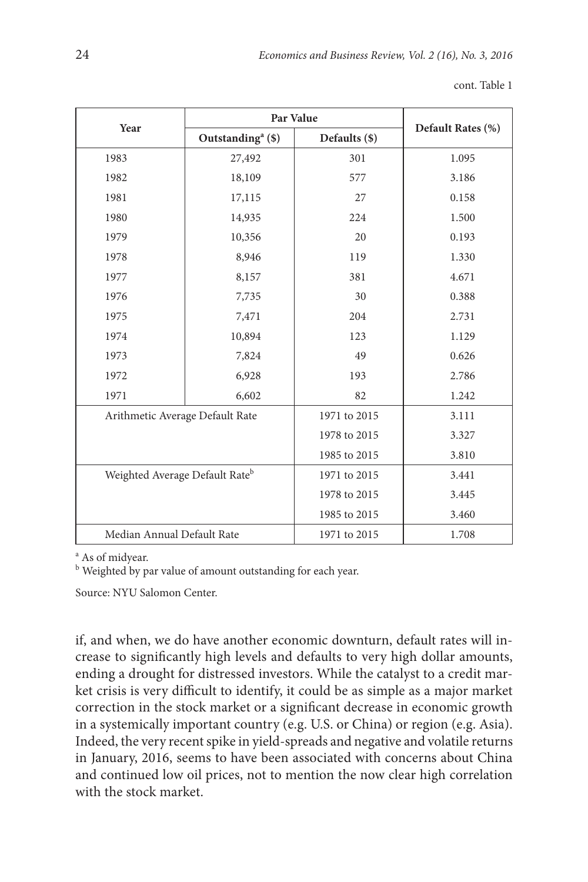cont. Table 1

| Year | Par Value | | Default Rates (%) |
|---|---|---|---|
| | Outstanding[a] ($) | Defaults ($) | |
| 1983 | 27,492 | 301 | 1.095 |
| 1982 | 18,109 | 577 | 3.186 |
| 1981 | 17,115 | 27 | 0.158 |
| 1980 | 14,935 | 224 | 1.500 |
| 1979 | 10,356 | 20 | 0.193 |
| 1978 | 8,946 | 119 | 1.330 |
| 1977 | 8,157 | 381 | 4.671 |
| 1976 | 7,735 | 30 | 0.388 |
| 1975 | 7,471 | 204 | 2.731 |
| 1974 | 10,894 | 123 | 1.129 |
| 1973 | 7,824 | 49 | 0.626 |
| 1972 | 6,928 | 193 | 2.786 |
| 1971 | 6,602 | 82 | 1.242 |
| Arithmetic Average Default Rate | | 1971 to 2015 | 3.111 |
| | | 1978 to 2015 | 3.327 |
| | | 1985 to 2015 | 3.810 |
| Weighted Average Default Rate[b] | | 1971 to 2015 | 3.441 |
| | | 1978 to 2015 | 3.445 |
| | | 1985 to 2015 | 3.460 |
| Median Annual Default Rate | | 1971 to 2015 | 1.708 |

[a] As of midyear.
[b] Weighted by par value of amount outstanding for each year.

Source: NYU Salomon Center.

if, and when, we do have another economic downturn, default rates will increase to significantly high levels and defaults to very high dollar amounts, ending a drought for distressed investors. While the catalyst to a credit market crisis is very difficult to identify, it could be as simple as a major market correction in the stock market or a significant decrease in economic growth in a systemically important country (e.g. U.S. or China) or region (e.g. Asia). Indeed, the very recent spike in yield-spreads and negative and volatile returns in January, 2016, seems to have been associated with concerns about China and continued low oil prices, not to mention the now clear high correlation with the stock market.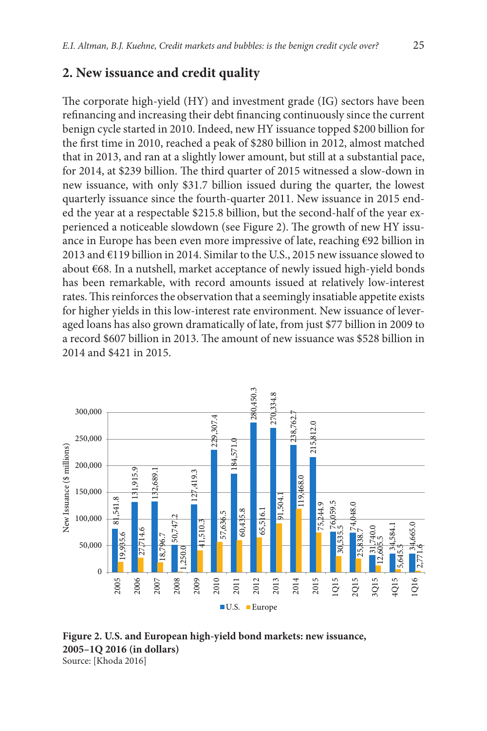## 2. New issuance and credit quality

The corporate high-yield (HY) and investment grade (IG) sectors have been refinancing and increasing their debt financing continuously since the current benign cycle started in 2010. Indeed, new HY issuance topped $200 billion for the first time in 2010, reached a peak of $280 billion in 2012, almost matched that in 2013, and ran at a slightly lower amount, but still at a substantial pace, for 2014, at $239 billion. The third quarter of 2015 witnessed a slow-down in new issuance, with only $31.7 billion issued during the quarter, the lowest quarterly issuance since the fourth-quarter 2011. New issuance in 2015 ended the year at a respectable $215.8 billion, but the second-half of the year experienced a noticeable slowdown (see Figure 2). The growth of new HY issuance in Europe has been even more impressive of late, reaching €92 billion in 2013 and €119 billion in 2014. Similar to the U.S., 2015 new issuance slowed to about €68. In a nutshell, market acceptance of newly issued high-yield bonds has been remarkable, with record amounts issued at relatively low-interest rates. This reinforces the observation that a seemingly insatiable appetite exists for higher yields in this low-interest rate environment. New issuance of leveraged loans has also grown dramatically of late, from just $77 billion in 2009 to a record $607 billion in 2013. The amount of new issuance was $528 billion in 2014 and $421 in 2015.

| Period | U.S. | Europe |
|---|---|---|
| 2005 | 81,541.8 | 19,935.6 |
| 2006 | 131,915.9 | 27,714.6 |
| 2007 | 132,689.1 | 18,796.7 |
| 2008 | 50,747.2 | 1,250.0 |
| 2009 | 127,419.3 | 41,510.3 |
| 2010 | 229,307.4 | 57,636.5 |
| 2011 | 184,571.0 | 60,435.8 |
| 2012 | 280,450.3 | 65,516.1 |
| 2013 | 270,334.8 | 91,504.1 |
| 2014 | 238,762.7 | 119,468.0 |
| 2015 | 215,812.0 | 75,244.9 |
| 1Q15 | 76,059.5 | 30,535.5 |
| 2Q15 | 74,048.0 | 25,838.7 |
| 3Q15 | 31,740.0 | 12,605.5 |
| 4Q15 | 34,584.1 | 5,645.5 |
| 1Q16 | 34,665.0 | 2,771.6 |

New Issuance ($ millions)

**Figure 2. U.S. and European high-yield bond markets: new issuance, 2005–1Q 2016 (in dollars)**
Source: [Khoda 2016]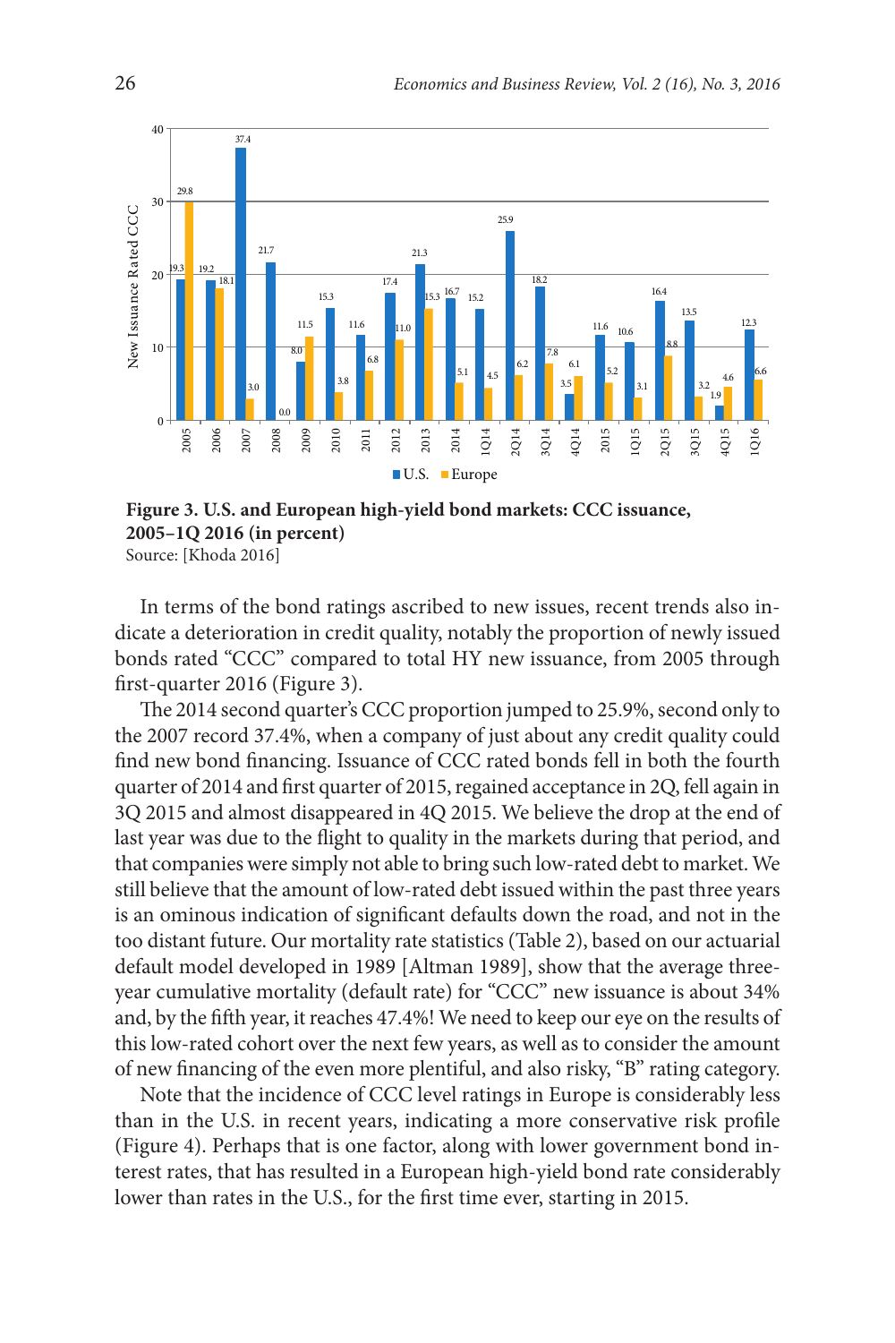**Figure 3. U.S. and European high-yield bond markets: CCC issuance, 2005–1Q 2016 (in percent)**
Source: [Khoda 2016]

In terms of the bond ratings ascribed to new issues, recent trends also indicate a deterioration in credit quality, notably the proportion of newly issued bonds rated "CCC" compared to total HY new issuance, from 2005 through first-quarter 2016 (Figure 3).

The 2014 second quarter's CCC proportion jumped to 25.9%, second only to the 2007 record 37.4%, when a company of just about any credit quality could find new bond financing. Issuance of CCC rated bonds fell in both the fourth quarter of 2014 and first quarter of 2015, regained acceptance in 2Q, fell again in 3Q 2015 and almost disappeared in 4Q 2015. We believe the drop at the end of last year was due to the flight to quality in the markets during that period, and that companies were simply not able to bring such low-rated debt to market. We still believe that the amount of low-rated debt issued within the past three years is an ominous indication of significant defaults down the road, and not in the too distant future. Our mortality rate statistics (Table 2), based on our actuarial default model developed in 1989 [Altman 1989], show that the average three-year cumulative mortality (default rate) for "CCC" new issuance is about 34% and, by the fifth year, it reaches 47.4%! We need to keep our eye on the results of this low-rated cohort over the next few years, as well as to consider the amount of new financing of the even more plentiful, and also risky, "B" rating category.

Note that the incidence of CCC level ratings in Europe is considerably less than in the U.S. in recent years, indicating a more conservative risk profile (Figure 4). Perhaps that is one factor, along with lower government bond interest rates, that has resulted in a European high-yield bond rate considerably lower than rates in the U.S., for the first time ever, starting in 2015.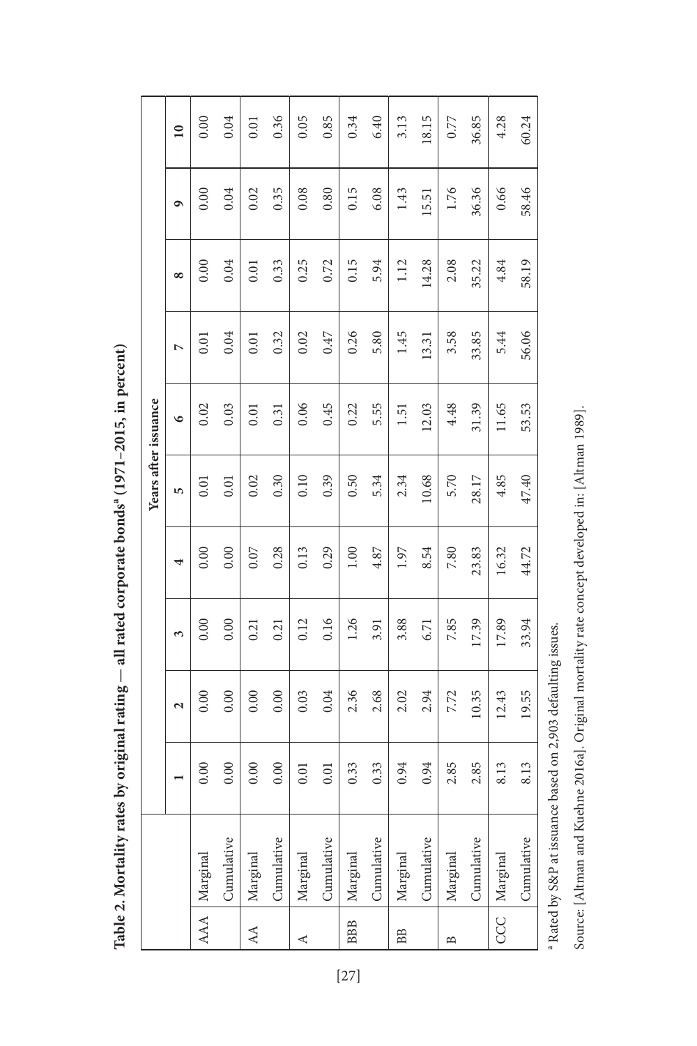**Table 2. Mortality rates by original rating — all rated corporate bonds[a] (1971–2015, in percent)**

| | | Years after issuance | | | | | | | | | |
|---|---|---|---|---|---|---|---|---|---|---|---|
| | | 1 | 2 | 3 | 4 | 5 | 6 | 7 | 8 | 9 | 10 |
| AAA | Marginal | 0.00 | 0.00 | 0.00 | 0.00 | 0.01 | 0.02 | 0.01 | 0.00 | 0.00 | 0.00 |
| | Cumulative | 0.00 | 0.00 | 0.00 | 0.00 | 0.01 | 0.03 | 0.04 | 0.04 | 0.04 | 0.04 |
| AA | Marginal | 0.00 | 0.00 | 0.21 | 0.07 | 0.02 | 0.01 | 0.01 | 0.01 | 0.02 | 0.01 |
| | Cumulative | 0.00 | 0.00 | 0.21 | 0.28 | 0.30 | 0.31 | 0.32 | 0.33 | 0.35 | 0.36 |
| A | Marginal | 0.01 | 0.03 | 0.12 | 0.13 | 0.10 | 0.06 | 0.02 | 0.25 | 0.08 | 0.05 |
| | Cumulative | 0.01 | 0.04 | 0.16 | 0.29 | 0.39 | 0.45 | 0.47 | 0.72 | 0.80 | 0.85 |
| BBB | Marginal | 0.33 | 2.36 | 1.26 | 1.00 | 0.50 | 0.22 | 0.26 | 0.15 | 0.15 | 0.34 |
| | Cumulative | 0.33 | 2.68 | 3.91 | 4.87 | 5.34 | 5.55 | 5.80 | 5.94 | 6.08 | 6.40 |
| BB | Marginal | 0.94 | 2.02 | 3.88 | 1.97 | 2.34 | 1.51 | 1.45 | 1.12 | 1.43 | 3.13 |
| | Cumulative | 0.94 | 2.94 | 6.71 | 8.54 | 10.68 | 12.03 | 13.31 | 14.28 | 15.51 | 18.15 |
| B | Marginal | 2.85 | 7.72 | 7.85 | 7.80 | 5.70 | 4.48 | 3.58 | 2.08 | 1.76 | 0.77 |
| | Cumulative | 2.85 | 10.35 | 17.39 | 23.83 | 28.17 | 31.39 | 33.85 | 35.22 | 36.36 | 36.85 |
| CCC | Marginal | 8.13 | 12.43 | 17.89 | 16.32 | 4.85 | 11.65 | 5.44 | 4.84 | 0.66 | 4.28 |
| | Cumulative | 8.13 | 19.55 | 33.94 | 44.72 | 47.40 | 53.53 | 56.06 | 58.19 | 58.46 | 60.24 |

[a] Rated by S&P at issuance based on 2,903 defaulting issues.

Source: [Altman and Kuehne 2016a]. Original mortality rate concept developed in: [Altman 1989].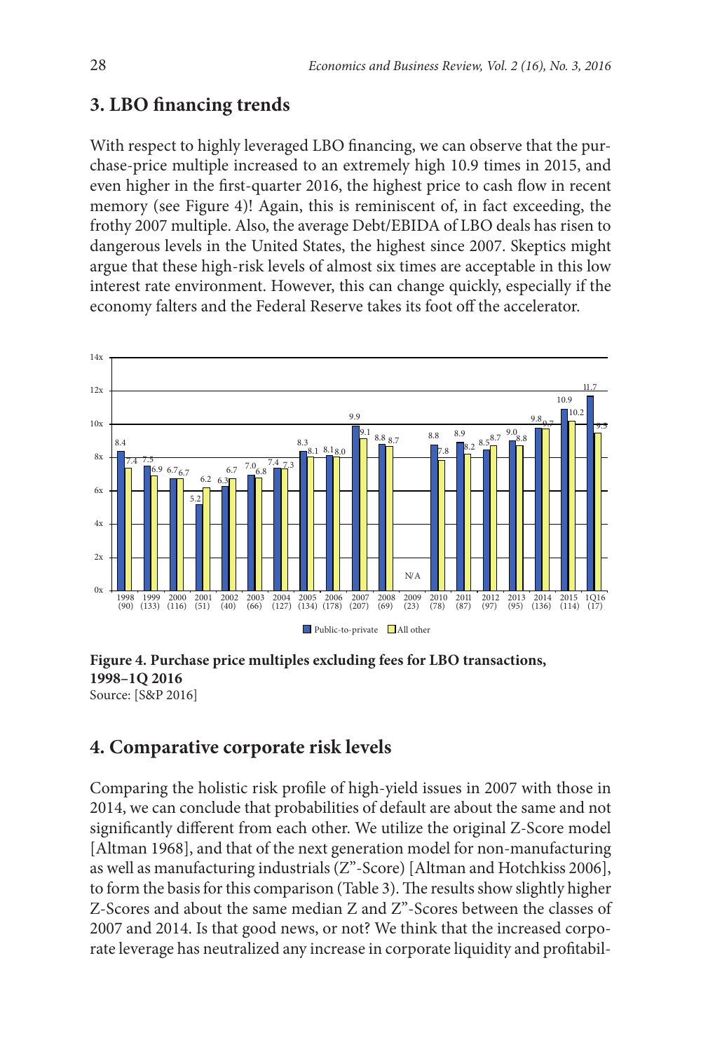## 3. LBO financing trends

With respect to highly leveraged LBO financing, we can observe that the purchase-price multiple increased to an extremely high 10.9 times in 2015, and even higher in the first-quarter 2016, the highest price to cash flow in recent memory (see Figure 4)! Again, this is reminiscent of, in fact exceeding, the frothy 2007 multiple. Also, the average Debt/EBIDA of LBO deals has risen to dangerous levels in the United States, the highest since 2007. Skeptics might argue that these high-risk levels of almost six times are acceptable in this low interest rate environment. However, this can change quickly, especially if the economy falters and the Federal Reserve takes its foot off the accelerator.

| Year (number of deals) | Public-to-private | All other |
|---|---|---|
| 1998 (90) | 8.4 | 7.4 |
| 1999 (133) | 7.5 | 6.9 |
| 2000 (116) | 6.7 | 6.7 |
| 2001 (51) | 5.2 | 6.2 |
| 2002 (40) | 6.3 | 6.7 |
| 2003 (66) | 7.0 | 6.8 |
| 2004 (127) | 7.4 | 7.3 |
| 2005 (134) | 8.3 | 8.1 |
| 2006 (178) | 8.1 | 8.0 |
| 2007 (207) | 9.9 | 9.1 |
| 2008 (69) | 8.8 | 8.7 |
| 2009 (23) | N/A | N/A |
| 2010 (78) | 8.8 | 7.8 |
| 2011 (87) | 8.9 | 8.2 |
| 2012 (97) | 8.5 | 8.7 |
| 2013 (95) | 9.0 | 8.8 |
| 2014 (136) | 9.8 | 9.7 |
| 2015 (114) | 10.9 | 10.2 |
| 1Q16 (17) | 11.7 | 9.5 |

**Figure 4. Purchase price multiples excluding fees for LBO transactions, 1998–1Q 2016**
Source: [S&P 2016]

## 4. Comparative corporate risk levels

Comparing the holistic risk profile of high-yield issues in 2007 with those in 2014, we can conclude that probabilities of default are about the same and not significantly different from each other. We utilize the original Z-Score model [Altman 1968], and that of the next generation model for non-manufacturing as well as manufacturing industrials (Z"-Score) [Altman and Hotchkiss 2006], to form the basis for this comparison (Table 3). The results show slightly higher Z-Scores and about the same median Z and Z"-Scores between the classes of 2007 and 2014. Is that good news, or not? We think that the increased corporate leverage has neutralized any increase in corporate liquidity and profitabil-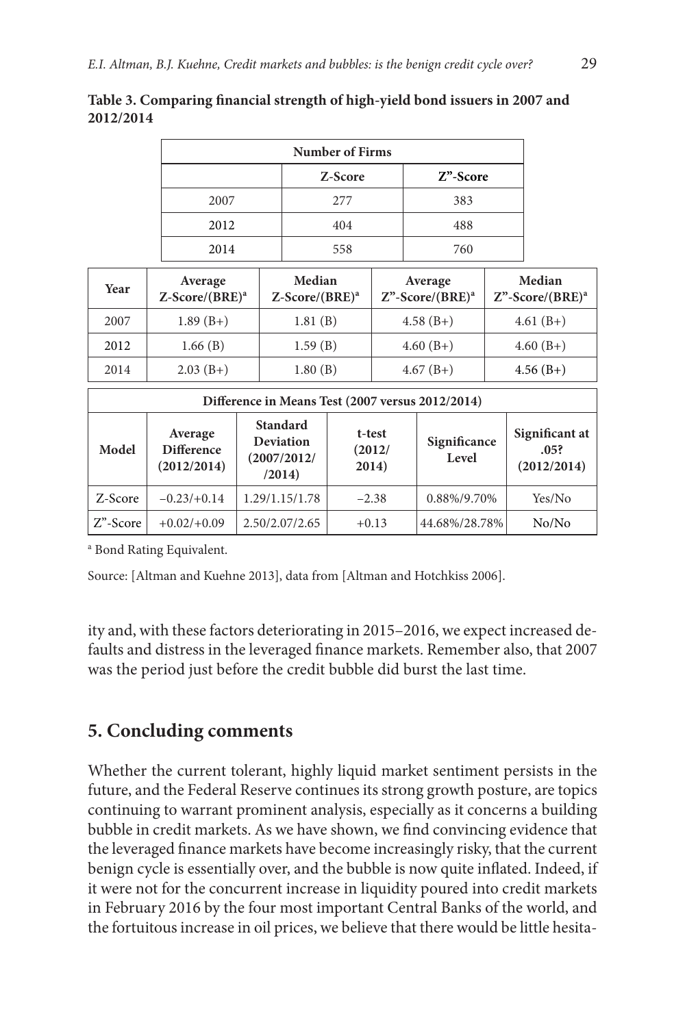**Table 3. Comparing financial strength of high-yield bond issuers in 2007 and 2012/2014**

| Number of Firms | | |
|---|---|---|
| | Z-Score | Z"-Score |
| 2007 | 277 | 383 |
| 2012 | 404 | 488 |
| 2014 | 558 | 760 |

| Year | Average Z-Score/(BRE)[a] | Median Z-Score/(BRE)[a] | Average Z"-Score/(BRE)[a] | Median Z"-Score/(BRE)[a] |
|---|---|---|---|---|
| 2007 | 1.89 (B+) | 1.81 (B) | 4.58 (B+) | 4.61 (B+) |
| 2012 | 1.66 (B) | 1.59 (B) | 4.60 (B+) | 4.60 (B+) |
| 2014 | 2.03 (B+) | 1.80 (B) | 4.67 (B+) | 4.56 (B+) |

| Difference in Means Test (2007 versus 2012/2014) | | | | | |
|---|---|---|---|---|---|
| Model | Average Difference (2012/2014) | Standard Deviation (2007/2012/ /2014) | t-test (2012/ 2014) | Significance Level | Significant at .05? (2012/2014) |
| Z-Score | −0.23/+0.14 | 1.29/1.15/1.78 | −2.38 | 0.88%/9.70% | Yes/No |
| Z"-Score | +0.02/+0.09 | 2.50/2.07/2.65 | +0.13 | 44.68%/28.78% | No/No |

[a] Bond Rating Equivalent.

Source: [Altman and Kuehne 2013], data from [Altman and Hotchkiss 2006].

ity and, with these factors deteriorating in 2015–2016, we expect increased defaults and distress in the leveraged finance markets. Remember also, that 2007 was the period just before the credit bubble did burst the last time.

## 5. Concluding comments

Whether the current tolerant, highly liquid market sentiment persists in the future, and the Federal Reserve continues its strong growth posture, are topics continuing to warrant prominent analysis, especially as it concerns a building bubble in credit markets. As we have shown, we find convincing evidence that the leveraged finance markets have become increasingly risky, that the current benign cycle is essentially over, and the bubble is now quite inflated. Indeed, if it were not for the concurrent increase in liquidity poured into credit markets in February 2016 by the four most important Central Banks of the world, and the fortuitous increase in oil prices, we believe that there would be little hesita-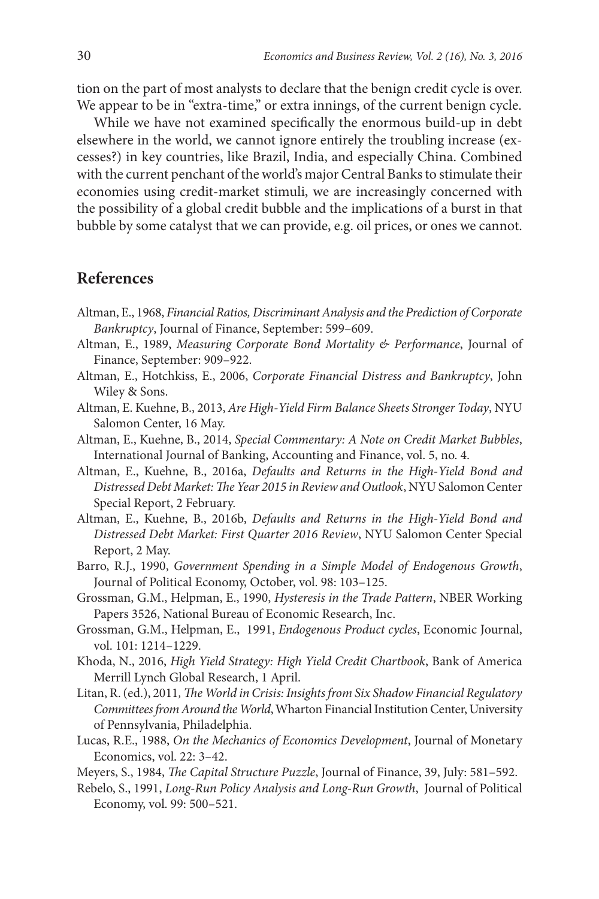tion on the part of most analysts to declare that the benign credit cycle is over. We appear to be in "extra-time," or extra innings, of the current benign cycle.

While we have not examined specifically the enormous build-up in debt elsewhere in the world, we cannot ignore entirely the troubling increase (excesses?) in key countries, like Brazil, India, and especially China. Combined with the current penchant of the world's major Central Banks to stimulate their economies using credit-market stimuli, we are increasingly concerned with the possibility of a global credit bubble and the implications of a burst in that bubble by some catalyst that we can provide, e.g. oil prices, or ones we cannot.

## References

Altman, E., 1968, *Financial Ratios, Discriminant Analysis and the Prediction of Corporate Bankruptcy*, Journal of Finance, September: 599–609.

Altman, E., 1989, *Measuring Corporate Bond Mortality & Performance*, Journal of Finance, September: 909–922.

Altman, E., Hotchkiss, E., 2006, *Corporate Financial Distress and Bankruptcy*, John Wiley & Sons.

Altman, E. Kuehne, B., 2013, *Are High-Yield Firm Balance Sheets Stronger Today*, NYU Salomon Center, 16 May.

Altman, E., Kuehne, B., 2014, *Special Commentary: A Note on Credit Market Bubbles*, International Journal of Banking, Accounting and Finance, vol. 5, no. 4.

Altman, E., Kuehne, B., 2016a, *Defaults and Returns in the High-Yield Bond and Distressed Debt Market: The Year 2015 in Review and Outlook*, NYU Salomon Center Special Report, 2 February.

Altman, E., Kuehne, B., 2016b, *Defaults and Returns in the High-Yield Bond and Distressed Debt Market: First Quarter 2016 Review*, NYU Salomon Center Special Report, 2 May.

Barro, R.J., 1990, *Government Spending in a Simple Model of Endogenous Growth*, Journal of Political Economy, October, vol. 98: 103–125.

Grossman, G.M., Helpman, E., 1990, *Hysteresis in the Trade Pattern*, NBER Working Papers 3526, National Bureau of Economic Research, Inc.

Grossman, G.M., Helpman, E., 1991, *Endogenous Product cycles*, Economic Journal, vol. 101: 1214–1229.

Khoda, N., 2016, *High Yield Strategy: High Yield Credit Chartbook*, Bank of America Merrill Lynch Global Research, 1 April.

Litan, R. (ed.), 2011, *The World in Crisis: Insights from Six Shadow Financial Regulatory Committees from Around the World*, Wharton Financial Institution Center, University of Pennsylvania, Philadelphia.

Lucas, R.E., 1988, *On the Mechanics of Economics Development*, Journal of Monetary Economics, vol. 22: 3–42.

Meyers, S., 1984, *The Capital Structure Puzzle*, Journal of Finance, 39, July: 581–592.

Rebelo, S., 1991, *Long-Run Policy Analysis and Long-Run Growth*, Journal of Political Economy, vol. 99: 500–521.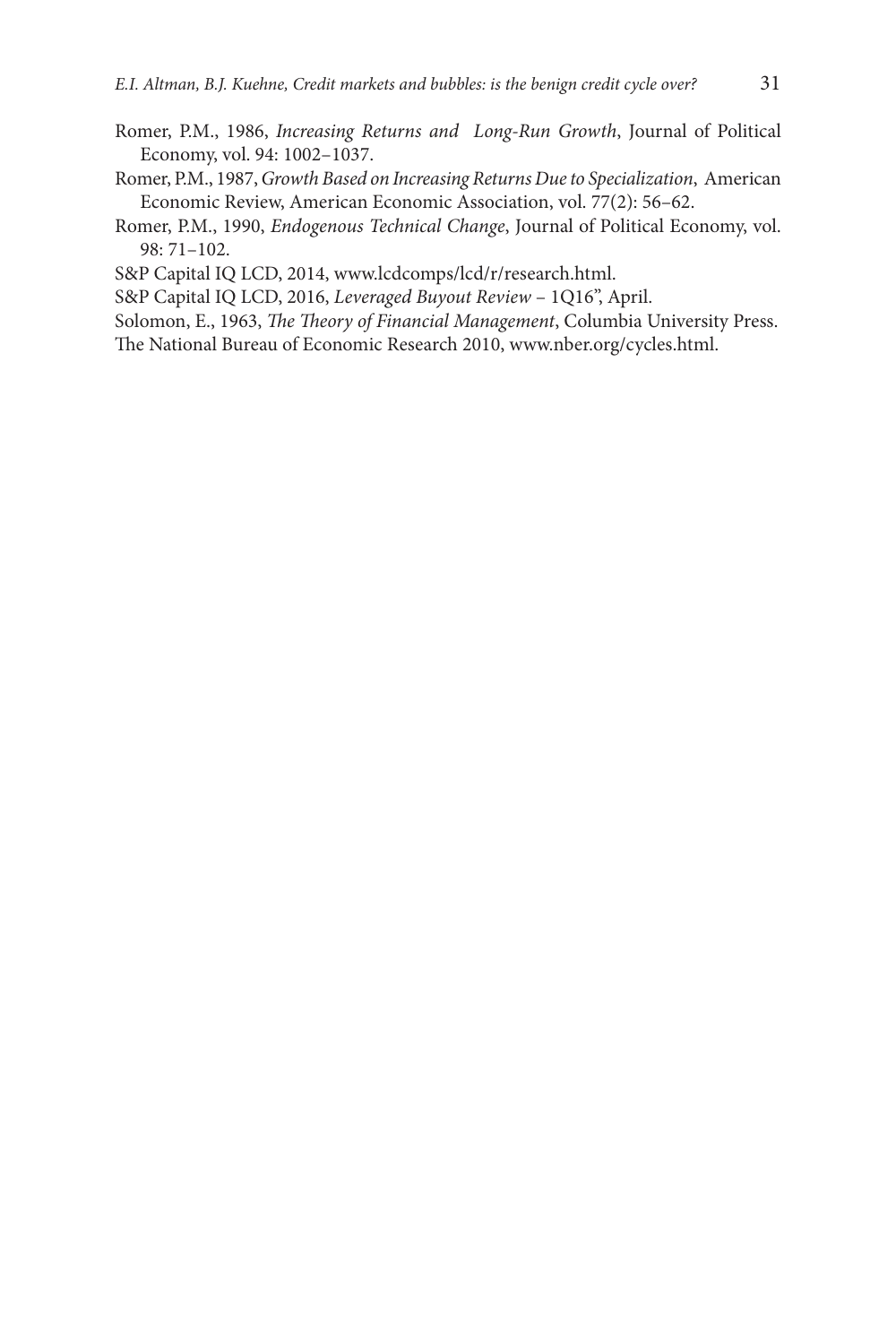Romer, P.M., 1986, *Increasing Returns and Long-Run Growth*, Journal of Political Economy, vol. 94: 1002–1037.

Romer, P.M., 1987, *Growth Based on Increasing Returns Due to Specialization*, American Economic Review, American Economic Association, vol. 77(2): 56–62.

Romer, P.M., 1990, *Endogenous Technical Change*, Journal of Political Economy, vol. 98: 71–102.

S&P Capital IQ LCD, 2014, www.lcdcomps/lcd/r/research.html.

S&P Capital IQ LCD, 2016, *Leveraged Buyout Review* – 1Q16", April.

Solomon, E., 1963, *The Theory of Financial Management*, Columbia University Press.

The National Bureau of Economic Research 2010, www.nber.org/cycles.html.